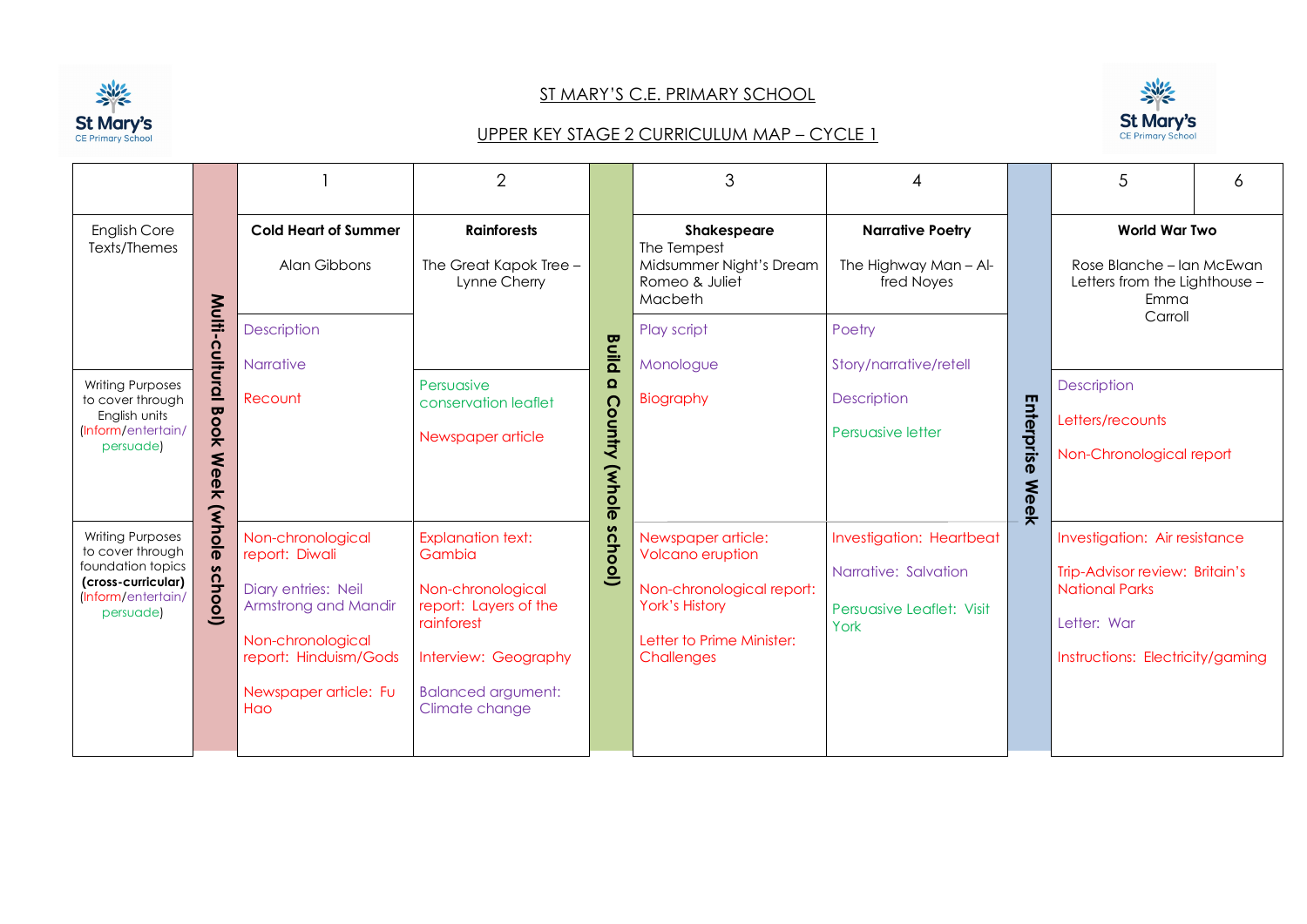# ST MARY'S C.E. PRIMARY SCHOOL

## UPPER KEY STAGE 2 CURRICULUM MAP – CYCLE 1

| | | 1 | 2 | | 3 | 4 | | 5 | 6 |
|---|---|---|---|---|---|---|---|---|---|
| English Core Texts/Themes | Multi-cultural Book Week (whole school) | **Cold Heart of Summer**<br><br>Alan Gibbons | **Rainforests**<br><br>The Great Kapok Tree – Lynne Cherry | Build a Country (whole school) | **Shakespeare**<br>The Tempest<br>Midsummer Night's Dream<br>Romeo & Juliet<br>Macbeth | **Narrative Poetry**<br><br>The Highway Man – Alfred Noyes | Enterprise Week | **World War Two**<br><br>Rose Blanche – Ian McEwan<br>Letters from the Lighthouse – Emma Carroll | |
| Writing Purposes to cover through English units (Inform/entertain/persuade) | | Description<br><br>Narrative<br><br>Recount | Persuasive conservation leaflet<br><br>Newspaper article | | Play script<br><br>Monologue<br><br>Biography | Poetry<br><br>Story/narrative/retell<br><br>Description<br><br>Persuasive letter | | Description<br><br>Letters/recounts<br><br>Non-Chronological report | |
| Writing Purposes to cover through foundation topics **(cross-curricular)** (Inform/entertain/persuade) | | Non-chronological report: Diwali<br><br>Diary entries: Neil Armstrong and Mandir<br><br>Non-chronological report: Hinduism/Gods<br><br>Newspaper article: Fu Hao | Explanation text: Gambia<br><br>Non-chronological report: Layers of the rainforest<br><br>Interview: Geography<br><br>Balanced argument: Climate change | | Newspaper article: Volcano eruption<br><br>Non-chronological report: York's History<br><br>Letter to Prime Minister: Challenges | Investigation: Heartbeat<br><br>Narrative: Salvation<br><br>Persuasive Leaflet: Visit York | | Investigation: Air resistance<br><br>Trip-Advisor review: Britain's National Parks<br><br>Letter: War<br><br>Instructions: Electricity/gaming | |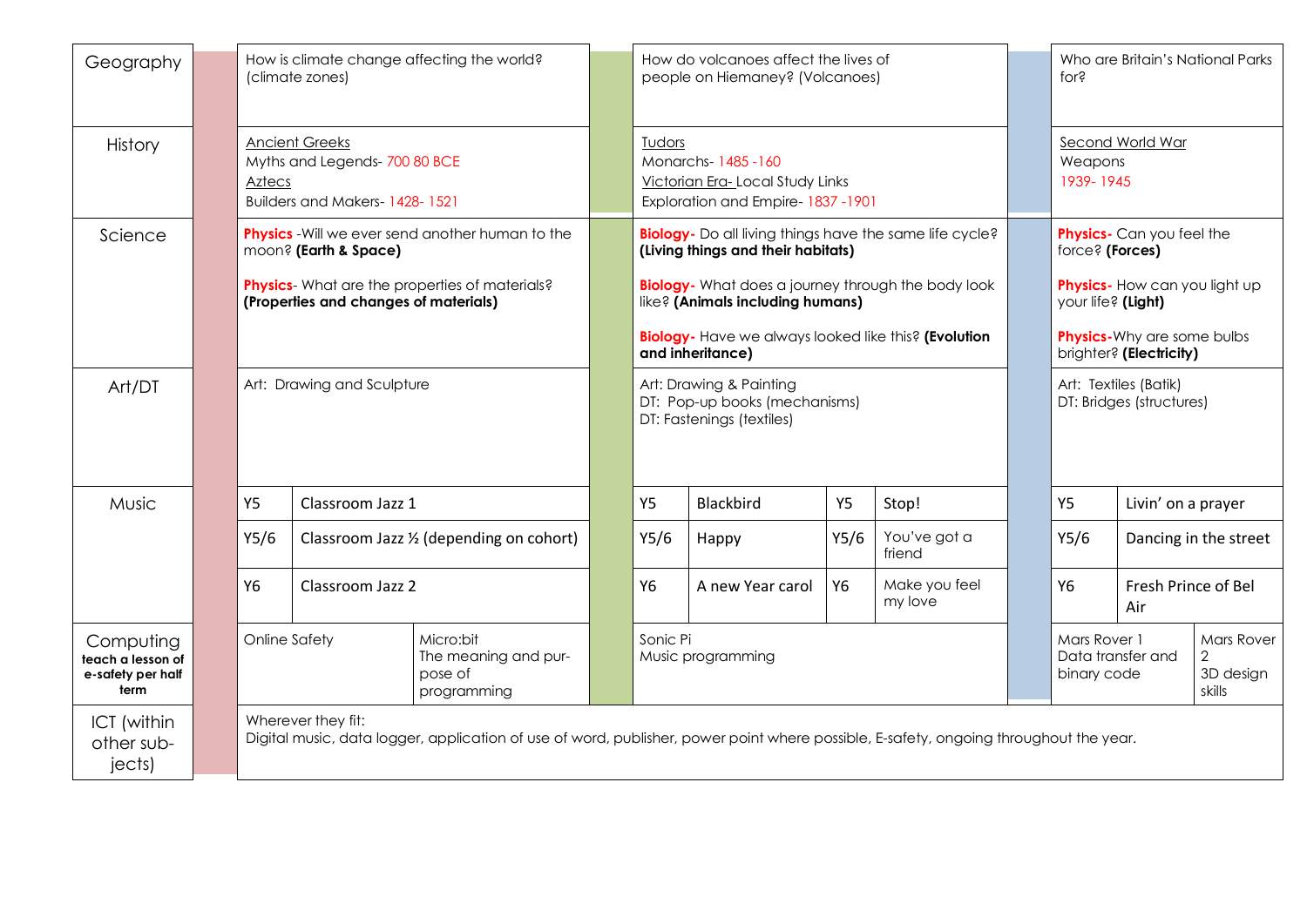| Subject | Autumn | | | Spring | | | | Summer | |
|---|---|---|---|---|---|---|---|---|---|
| Geography | How is climate change affecting the world? (climate zones) | | | How do volcanoes affect the lives of people on Hiemaney? (Volcanoes) | | | | Who are Britain's National Parks for? | |
| History | Ancient Greeks<br>Myths and Legends- 700 80 BCE<br>Aztecs<br>Builders and Makers- 1428- 1521 | | | Tudors<br>Monarchs- 1485 -160<br>Victorian Era- Local Study Links<br>Exploration and Empire- 1837 -1901 | | | | Second World War<br>Weapons<br>1939- 1945 | |
| Science | **Physics** -Will we ever send another human to the moon? **(Earth & Space)**<br>**Physics**- What are the properties of materials? **(Properties and changes of materials)** | | | **Biology-** Do all living things have the same life cycle? **(Living things and their habitats)**<br>**Biology-** What does a journey through the body look like? **(Animals including humans)**<br>**Biology-** Have we always looked like this? **(Evolution and inheritance)** | | | | **Physics-** Can you feel the force? **(Forces)**<br>**Physics-** How can you light up your life? **(Light)**<br>**Physics-**Why are some bulbs brighter? **(Electricity)** | |
| Art/DT | Art: Drawing and Sculpture | | | Art: Drawing & Painting<br>DT: Pop-up books (mechanisms)<br>DT: Fastenings (textiles) | | | | Art: Textiles (Batik)<br>DT: Bridges (structures) | |
| Music | Y5 | Classroom Jazz 1 | | Y5 | Blackbird | Y5 | Stop! | Y5 | Livin' on a prayer |
| | Y5/6 | Classroom Jazz ½ (depending on cohort) | | Y5/6 | Happy | Y5/6 | You've got a friend | Y5/6 | Dancing in the street |
| | Y6 | Classroom Jazz 2 | | Y6 | A new Year carol | Y6 | Make you feel my love | Y6 | Fresh Prince of Bel Air |
| Computing **teach a lesson of e-safety per half term** | Online Safety | | Micro:bit<br>The meaning and purpose of programming | Sonic Pi<br>Music programming | | | | Mars Rover 1<br>Data transfer and binary code | Mars Rover 2<br>3D design skills |
| ICT (within other subjects) | Wherever they fit:<br>Digital music, data logger, application of use of word, publisher, power point where possible, E-safety, ongoing throughout the year. | | | | | | | | |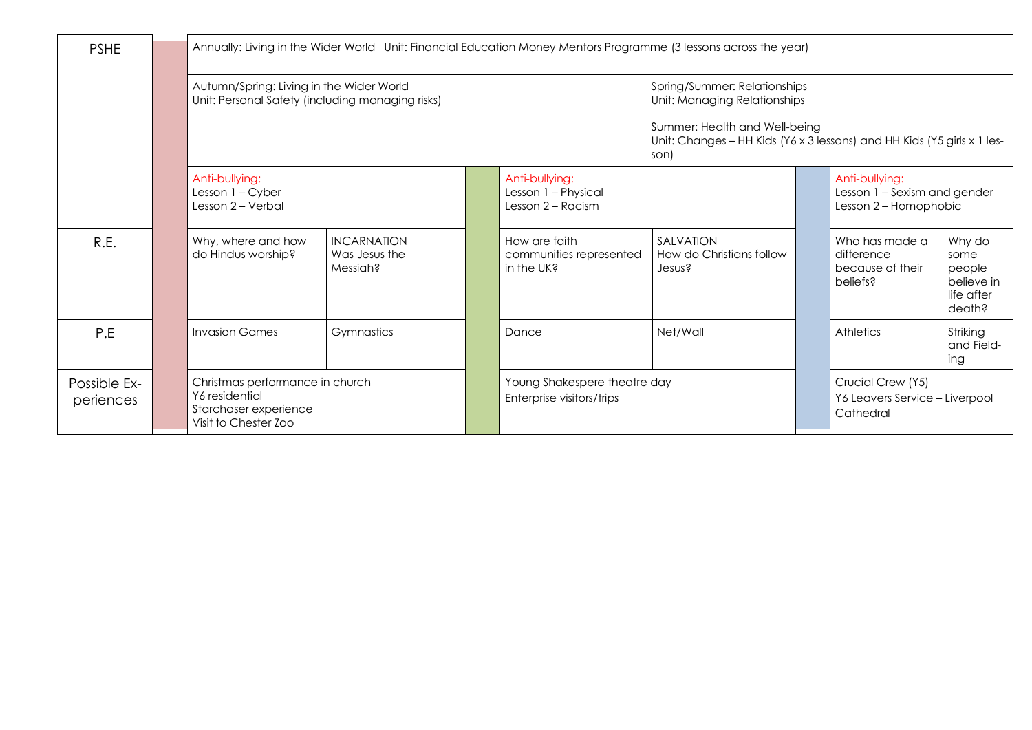| | | | | | | | | | |
|---|---|---|---|---|---|---|---|---|---|
| PSHE | | Annually: Living in the Wider World Unit: Financial Education Money Mentors Programme (3 lessons across the year) | | | | | | | |
| | | Autumn/Spring: Living in the Wider World<br>Unit: Personal Safety (including managing risks) | | | | Spring/Summer: Relationships<br>Unit: Managing Relationships<br><br>Summer: Health and Well-being<br>Unit: Changes – HH Kids (Y6 x 3 lessons) and HH Kids (Y5 girls x 1 lesson) | | | |
| | | Anti-bullying:<br>Lesson 1 – Cyber<br>Lesson 2 – Verbal | | | Anti-bullying:<br>Lesson 1 – Physical<br>Lesson 2 – Racism | | | Anti-bullying:<br>Lesson 1 – Sexism and gender<br>Lesson 2 – Homophobic | |
| R.E. | | Why, where and how do Hindus worship? | INCARNATION<br>Was Jesus the Messiah? | | How are faith communities represented in the UK? | SALVATION<br>How do Christians follow Jesus? | | Who has made a difference because of their beliefs? | Why do some people believe in life after death? |
| P.E | | Invasion Games | Gymnastics | | Dance | Net/Wall | | Athletics | Striking and Fielding |
| Possible Experiences | | Christmas performance in church<br>Y6 residential<br>Starchaser experience<br>Visit to Chester Zoo | | | Young Shakespere theatre day<br>Enterprise visitors/trips | | | Crucial Crew (Y5)<br>Y6 Leavers Service – Liverpool Cathedral | |